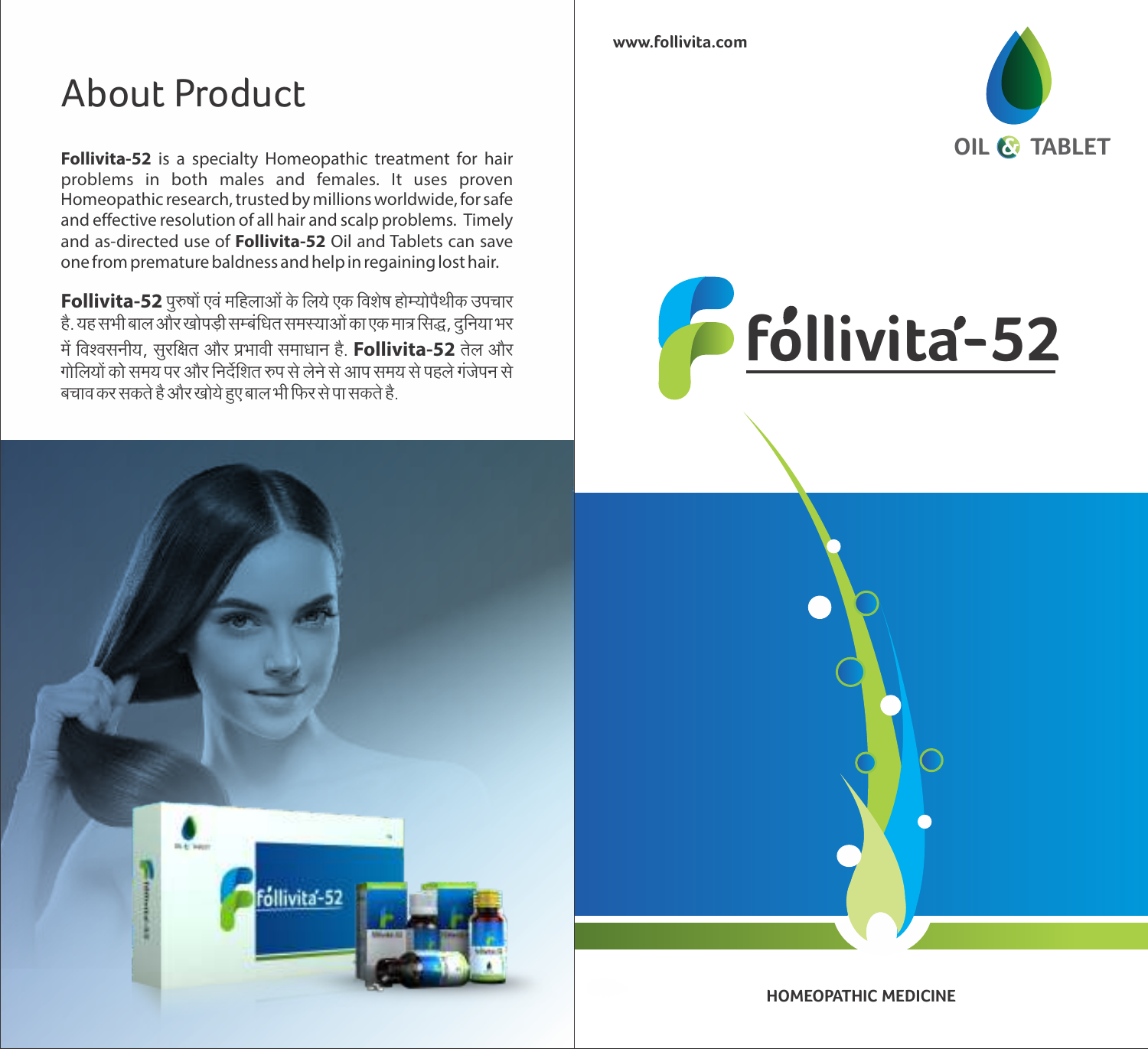## About Product

**Follivita-52** is a specialty Homeopathic treatment for hair problems in both males and females. It uses proven Homeopathic research, trusted by millions worldwide, for safe and effective resolution of all hair and scalp problems. Timely and as-directed use of **Follivita-52** Oil and Tablets can save one from premature baldness and help in regaining lost hair.

**Follivita-52** पुरुषों एवं महिलाओं के लिये एक विशेष होम्योपैथीक उपचार है. यह सभी बाल और खोपड़ी सम्बंधित समस्याओं का एक मात्र सिद्ध, दुनिया भर में विश्वसनीय, सुरक्षित और प्रभावी समाधान है. **Follivita-52** तेल और गोलियों को समय पर और निर्देशित रुप से लेने से आप समय से पहले गंजेपन से बचाव कर सकते है और खोये हुए बाल भी फिर से पा सकते है.

www.follivita.com

OIL & TABLET

# follivita-52

HOMEOPATHIC MEDICINE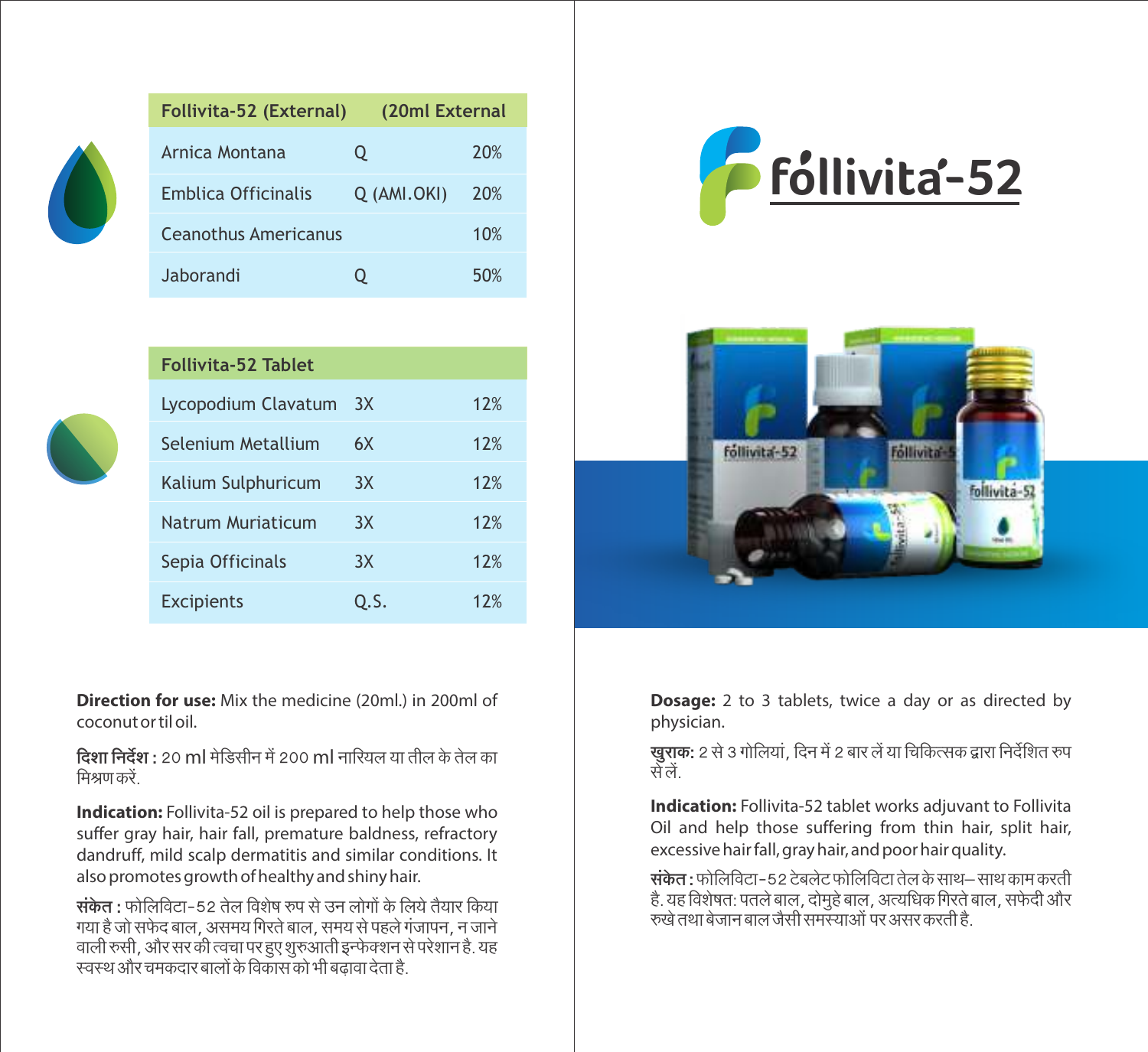| Follivita-52 (External) | | (20ml External |
|---|---|---|
| Arnica Montana | Q | 20% |
| Emblica Officinalis | Q (AMI.OKI) | 20% |
| Ceanothus Americanus | | 10% |
| Jaborandi | Q | 50% |

| Follivita-52 Tablet | | |
|---|---|---|
| Lycopodium Clavatum | 3X | 12% |
| Selenium Metallium | 6X | 12% |
| Kalium Sulphuricum | 3X | 12% |
| Natrum Muriaticum | 3X | 12% |
| Sepia Officinals | 3X | 12% |
| Excipients | Q.S. | 12% |

**Direction for use:** Mix the medicine (20ml.) in 200ml of coconut or til oil.

**दिशा निर्देश :** 20 ml मेडिसीन में 200 ml नारियल या तील के तेल का मिश्रण करें.

**Indication:** Follivita-52 oil is prepared to help those who suffer gray hair, hair fall, premature baldness, refractory dandruff, mild scalp dermatitis and similar conditions. It also promotes growth of healthy and shiny hair.

**संकेत :** फोलिविटा-52 तेल विशेष रुप से उन लोगों के लिये तैयार किया गया है जो सफेद बाल, असमय गिरते बाल, समय से पहले गंजापन, न जाने वाली रुसी, और सर की त्वचा पर हुए शुरुआती इन्फेक्शन से परेशान है. यह स्वस्थ और चमकदार बालों के विकास को भी बढ़ावा देता है.

# follivita-52

**Dosage:** 2 to 3 tablets, twice a day or as directed by physician.

**खुराक:** 2 से 3 गोलियां, दिन में 2 बार लें या चिकित्सक द्वारा निर्देशित रुप से लें.

**Indication:** Follivita-52 tablet works adjuvant to Follivita Oil and help those suffering from thin hair, split hair, excessive hair fall, gray hair, and poor hair quality.

**संकेत :** फोलिविटा-52 टेबलेट फोलिविटा तेल के साथ–साथ काम करती है. यह विशेषत: पतले बाल, दोमुहे बाल, अत्यधिक गिरते बाल, सफेदी और रुखे तथा बेजान बाल जैसी समस्याओं पर असर करती है.